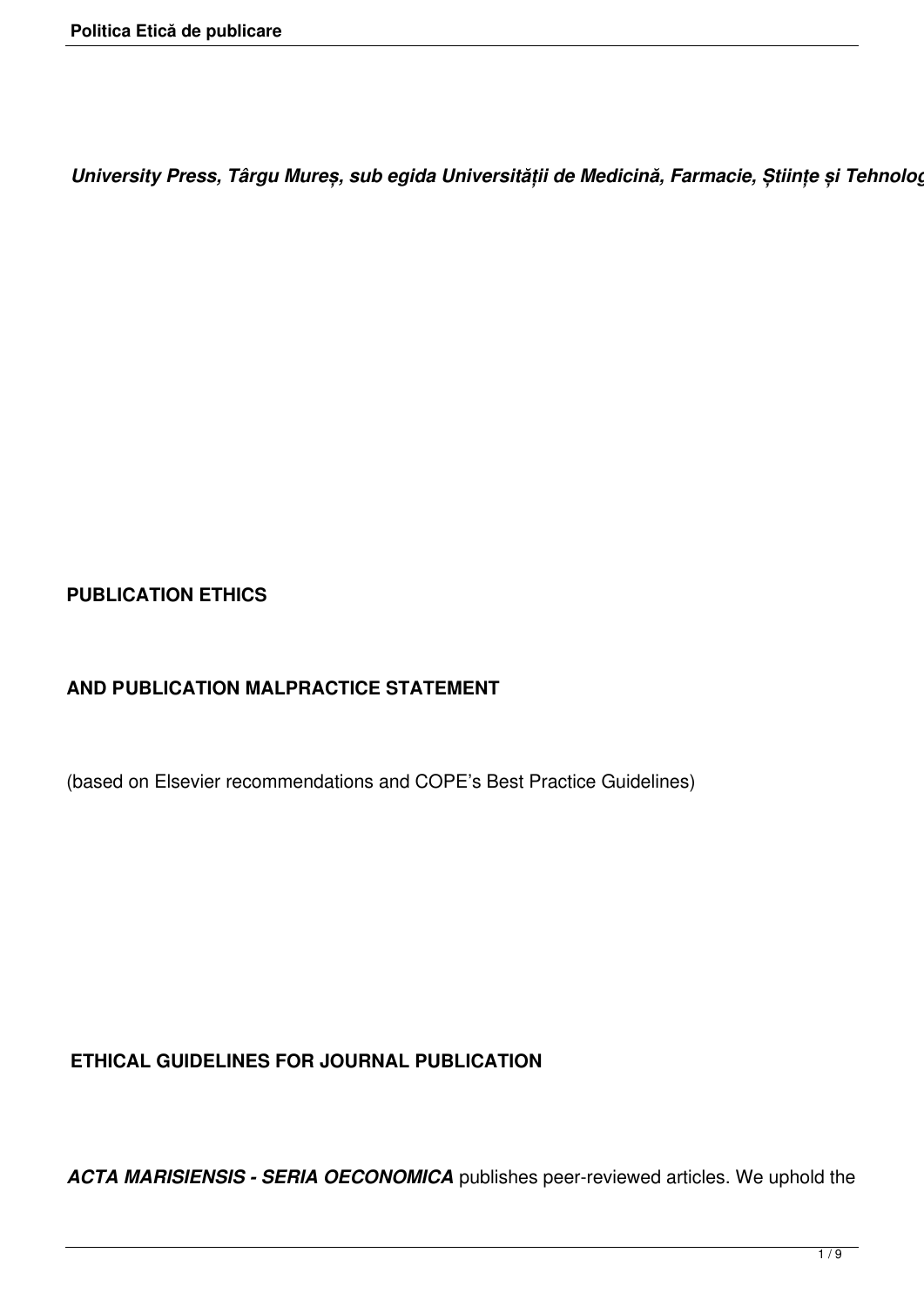*University Press, Târgu Mureș, sub egida Universității de Medicină, Farmacie, Științe și Tehnolog*

**PUBLICATION ETHICS**

**AND PUBLICATION MALPRACTICE STATEMENT**

(based on Elsevier recommendations and COPE's Best Practice Guidelines)

**ETHICAL GUIDELINES FOR JOURNAL PUBLICATION**

***ACTA MARISIENSIS - SERIA OECONOMICA*** publishes peer-reviewed articles. We uphold the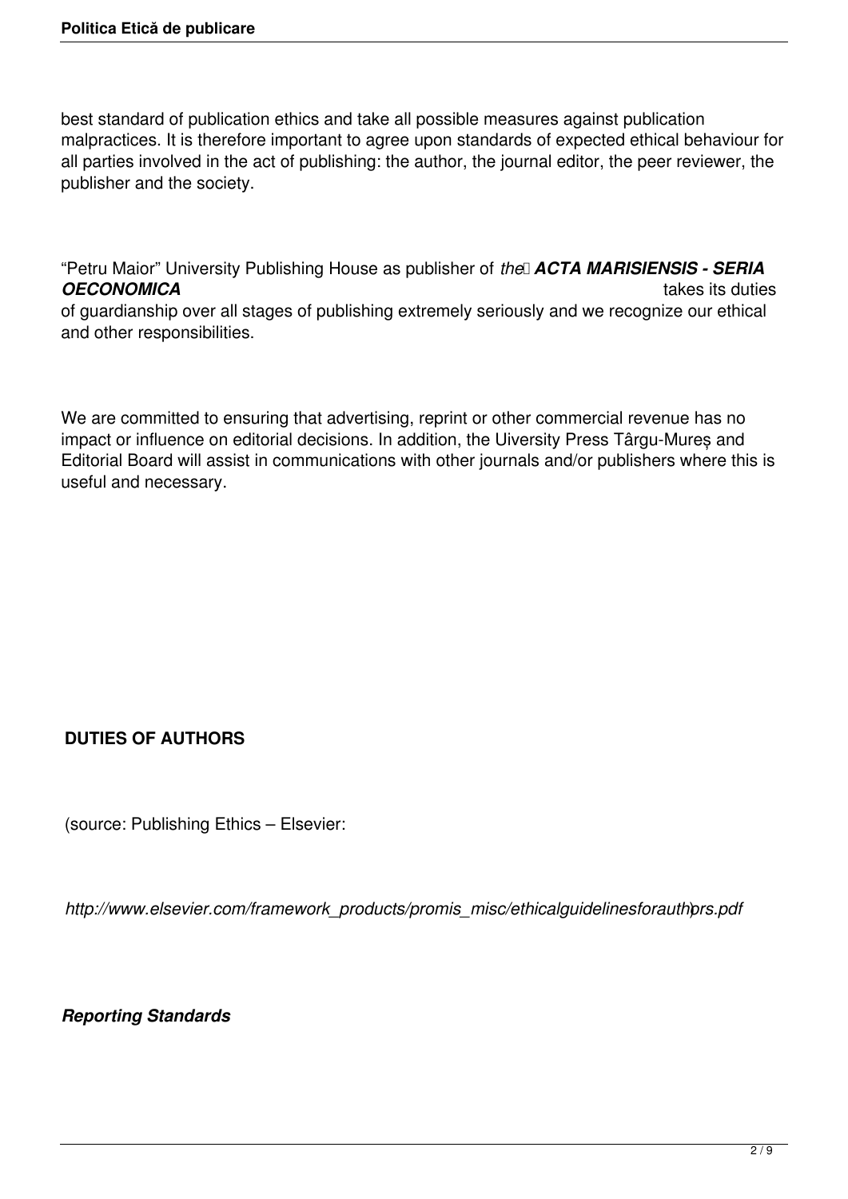best standard of publication ethics and take all possible measures against publication malpractices. It is therefore important to agree upon standards of expected ethical behaviour for all parties involved in the act of publishing: the author, the journal editor, the peer reviewer, the publisher and the society.

“Petru Maior” University Publishing House as publisher of *the* ***ACTA MARISIENSIS - SERIA OECONOMICA*** takes its duties of guardianship over all stages of publishing extremely seriously and we recognize our ethical and other responsibilities.

We are committed to ensuring that advertising, reprint or other commercial revenue has no impact or influence on editorial decisions. In addition, the Uiversity Press Târgu-Mureș and Editorial Board will assist in communications with other journals and/or publishers where this is useful and necessary.

**DUTIES OF AUTHORS**

(source: Publishing Ethics – Elsevier:

*http://www.elsevier.com/framework_products/promis_misc/ethicalguidelinesforauthors.pdf*)

***Reporting Standards***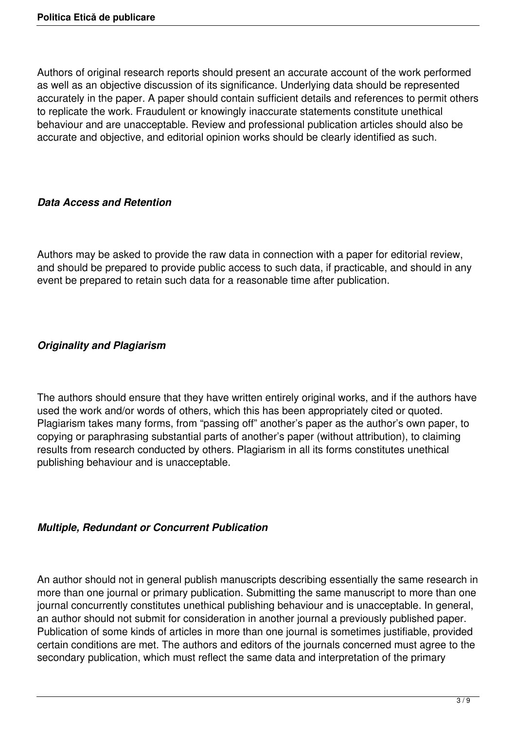Authors of original research reports should present an accurate account of the work performed as well as an objective discussion of its significance. Underlying data should be represented accurately in the paper. A paper should contain sufficient details and references to permit others to replicate the work. Fraudulent or knowingly inaccurate statements constitute unethical behaviour and are unacceptable. Review and professional publication articles should also be accurate and objective, and editorial opinion works should be clearly identified as such.

### *Data Access and Retention*

Authors may be asked to provide the raw data in connection with a paper for editorial review, and should be prepared to provide public access to such data, if practicable, and should in any event be prepared to retain such data for a reasonable time after publication.

### *Originality and Plagiarism*

The authors should ensure that they have written entirely original works, and if the authors have used the work and/or words of others, which this has been appropriately cited or quoted. Plagiarism takes many forms, from "passing off" another's paper as the author's own paper, to copying or paraphrasing substantial parts of another's paper (without attribution), to claiming results from research conducted by others. Plagiarism in all its forms constitutes unethical publishing behaviour and is unacceptable.

### *Multiple, Redundant or Concurrent Publication*

An author should not in general publish manuscripts describing essentially the same research in more than one journal or primary publication. Submitting the same manuscript to more than one journal concurrently constitutes unethical publishing behaviour and is unacceptable. In general, an author should not submit for consideration in another journal a previously published paper. Publication of some kinds of articles in more than one journal is sometimes justifiable, provided certain conditions are met. The authors and editors of the journals concerned must agree to the secondary publication, which must reflect the same data and interpretation of the primary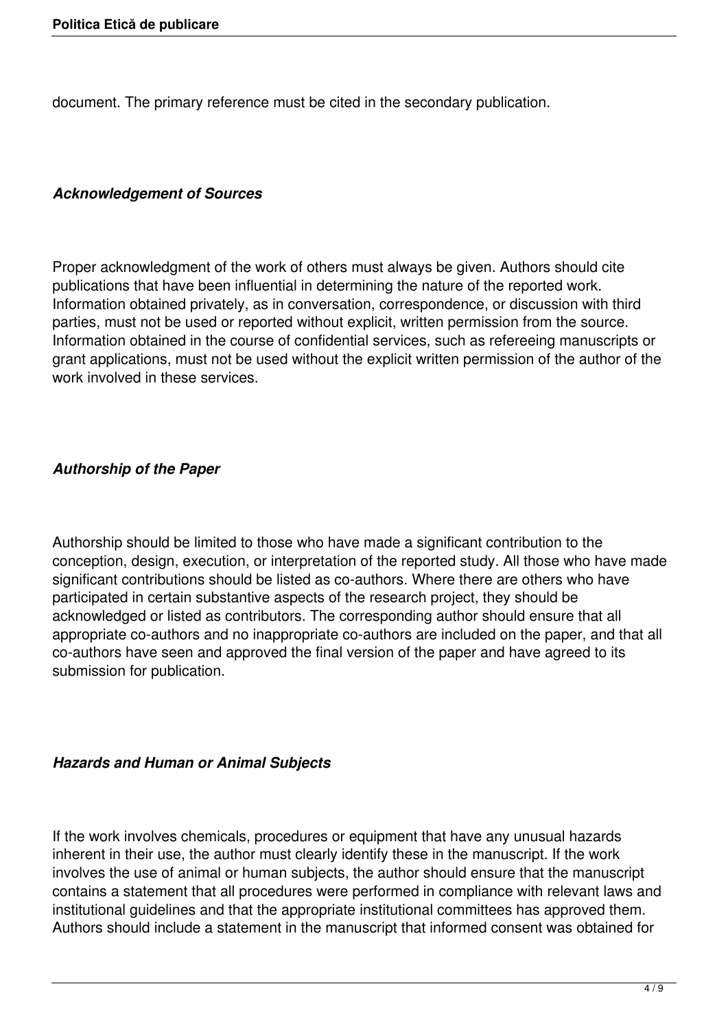document. The primary reference must be cited in the secondary publication.

***Acknowledgement of Sources***

Proper acknowledgment of the work of others must always be given. Authors should cite publications that have been influential in determining the nature of the reported work. Information obtained privately, as in conversation, correspondence, or discussion with third parties, must not be used or reported without explicit, written permission from the source. Information obtained in the course of confidential services, such as refereeing manuscripts or grant applications, must not be used without the explicit written permission of the author of the work involved in these services.

***Authorship of the Paper***

Authorship should be limited to those who have made a significant contribution to the conception, design, execution, or interpretation of the reported study. All those who have made significant contributions should be listed as co-authors. Where there are others who have participated in certain substantive aspects of the research project, they should be acknowledged or listed as contributors. The corresponding author should ensure that all appropriate co-authors and no inappropriate co-authors are included on the paper, and that all co-authors have seen and approved the final version of the paper and have agreed to its submission for publication.

***Hazards and Human or Animal Subjects***

If the work involves chemicals, procedures or equipment that have any unusual hazards inherent in their use, the author must clearly identify these in the manuscript. If the work involves the use of animal or human subjects, the author should ensure that the manuscript contains a statement that all procedures were performed in compliance with relevant laws and institutional guidelines and that the appropriate institutional committees has approved them. Authors should include a statement in the manuscript that informed consent was obtained for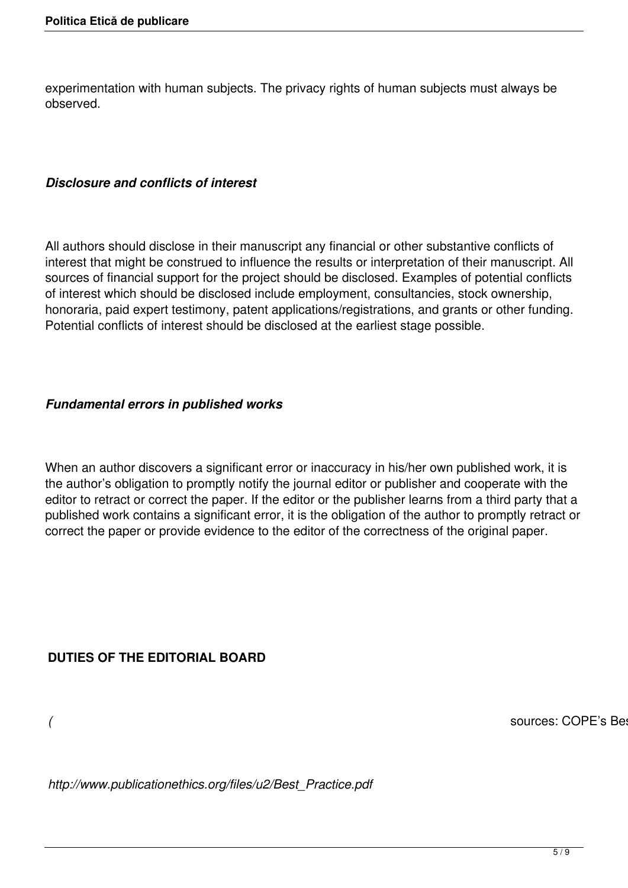experimentation with human subjects. The privacy rights of human subjects must always be observed.

***Disclosure and conflicts of interest***

All authors should disclose in their manuscript any financial or other substantive conflicts of interest that might be construed to influence the results or interpretation of their manuscript. All sources of financial support for the project should be disclosed. Examples of potential conflicts of interest which should be disclosed include employment, consultancies, stock ownership, honoraria, paid expert testimony, patent applications/registrations, and grants or other funding. Potential conflicts of interest should be disclosed at the earliest stage possible.

***Fundamental errors in published works***

When an author discovers a significant error or inaccuracy in his/her own published work, it is the author's obligation to promptly notify the journal editor or publisher and cooperate with the editor to retract or correct the paper. If the editor or the publisher learns from a third party that a published work contains a significant error, it is the obligation of the author to promptly retract or correct the paper or provide evidence to the editor of the correctness of the original paper.

**DUTIES OF THE EDITORIAL BOARD**

*(* sources: COPE's Bes

*http://www.publicationethics.org/files/u2/Best_Practice.pdf*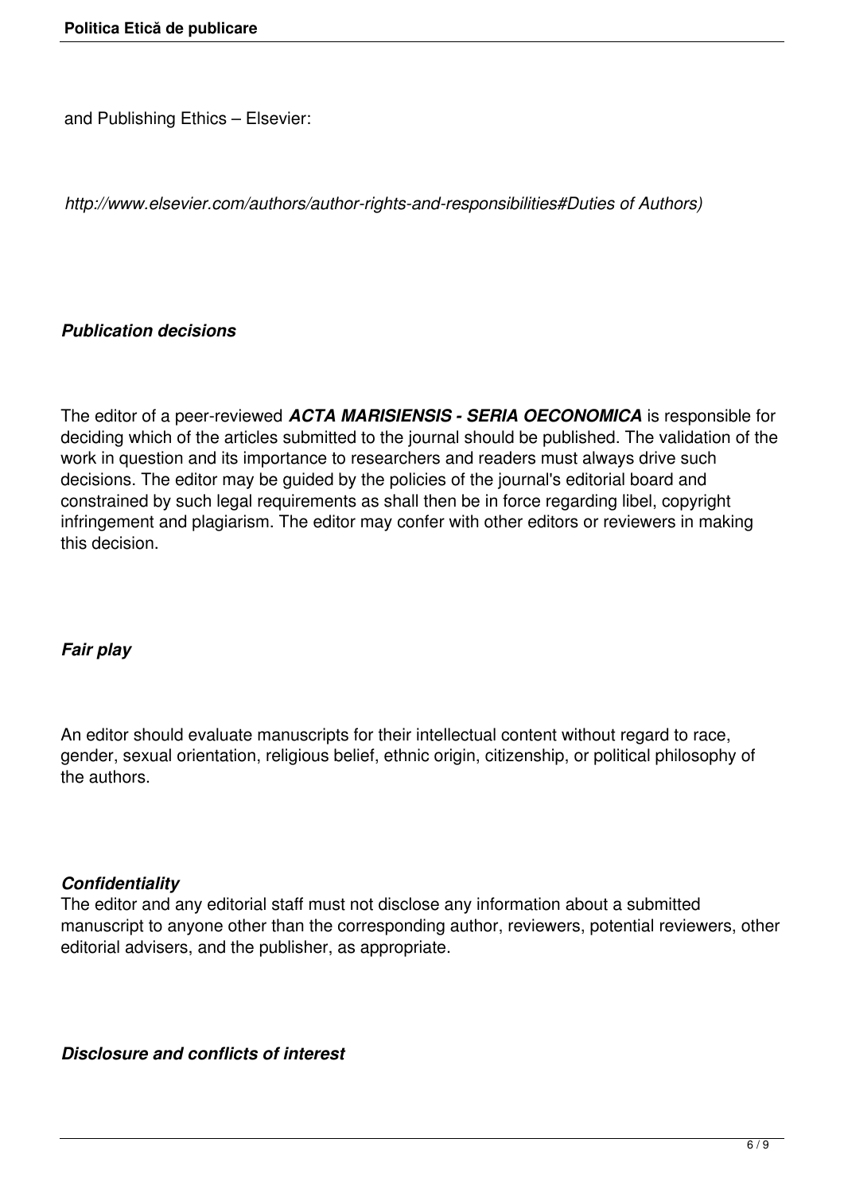and Publishing Ethics – Elsevier:

*http://www.elsevier.com/authors/author-rights-and-responsibilities#Duties of Authors)*

***Publication decisions***

The editor of a peer-reviewed ***ACTA MARISIENSIS - SERIA OECONOMICA*** is responsible for deciding which of the articles submitted to the journal should be published. The validation of the work in question and its importance to researchers and readers must always drive such decisions. The editor may be guided by the policies of the journal's editorial board and constrained by such legal requirements as shall then be in force regarding libel, copyright infringement and plagiarism. The editor may confer with other editors or reviewers in making this decision.

***Fair play***

An editor should evaluate manuscripts for their intellectual content without regard to race, gender, sexual orientation, religious belief, ethnic origin, citizenship, or political philosophy of the authors.

***Confidentiality***

The editor and any editorial staff must not disclose any information about a submitted manuscript to anyone other than the corresponding author, reviewers, potential reviewers, other editorial advisers, and the publisher, as appropriate.

***Disclosure and conflicts of interest***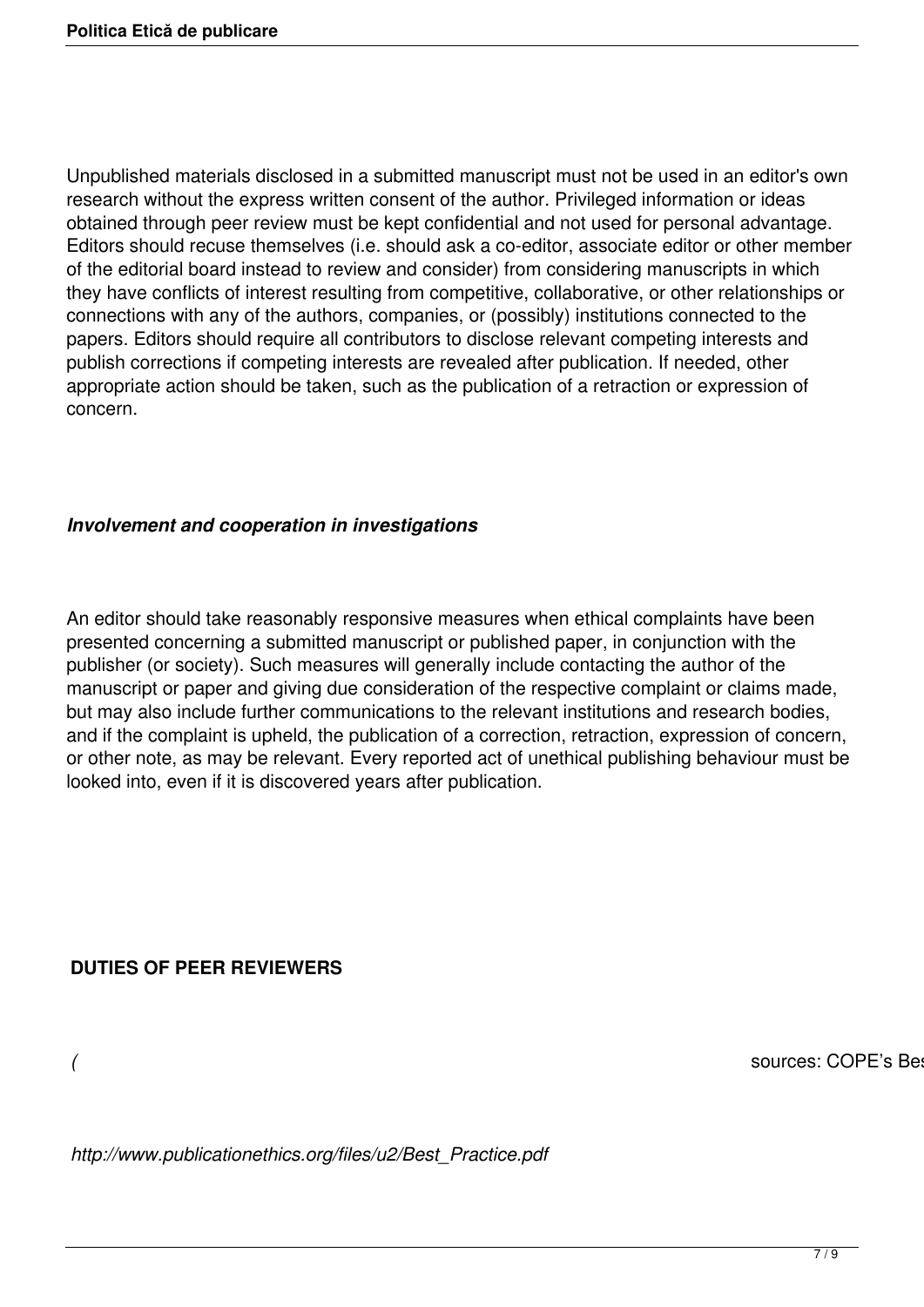Unpublished materials disclosed in a submitted manuscript must not be used in an editor's own research without the express written consent of the author. Privileged information or ideas obtained through peer review must be kept confidential and not used for personal advantage. Editors should recuse themselves (i.e. should ask a co-editor, associate editor or other member of the editorial board instead to review and consider) from considering manuscripts in which they have conflicts of interest resulting from competitive, collaborative, or other relationships or connections with any of the authors, companies, or (possibly) institutions connected to the papers. Editors should require all contributors to disclose relevant competing interests and publish corrections if competing interests are revealed after publication. If needed, other appropriate action should be taken, such as the publication of a retraction or expression of concern.

***Involvement and cooperation in investigations***

An editor should take reasonably responsive measures when ethical complaints have been presented concerning a submitted manuscript or published paper, in conjunction with the publisher (or society). Such measures will generally include contacting the author of the manuscript or paper and giving due consideration of the respective complaint or claims made, but may also include further communications to the relevant institutions and research bodies, and if the complaint is upheld, the publication of a correction, retraction, expression of concern, or other note, as may be relevant. Every reported act of unethical publishing behaviour must be looked into, even if it is discovered years after publication.

**DUTIES OF PEER REVIEWERS**

*(* sources: COPE's Bes

*http://www.publicationethics.org/files/u2/Best_Practice.pdf*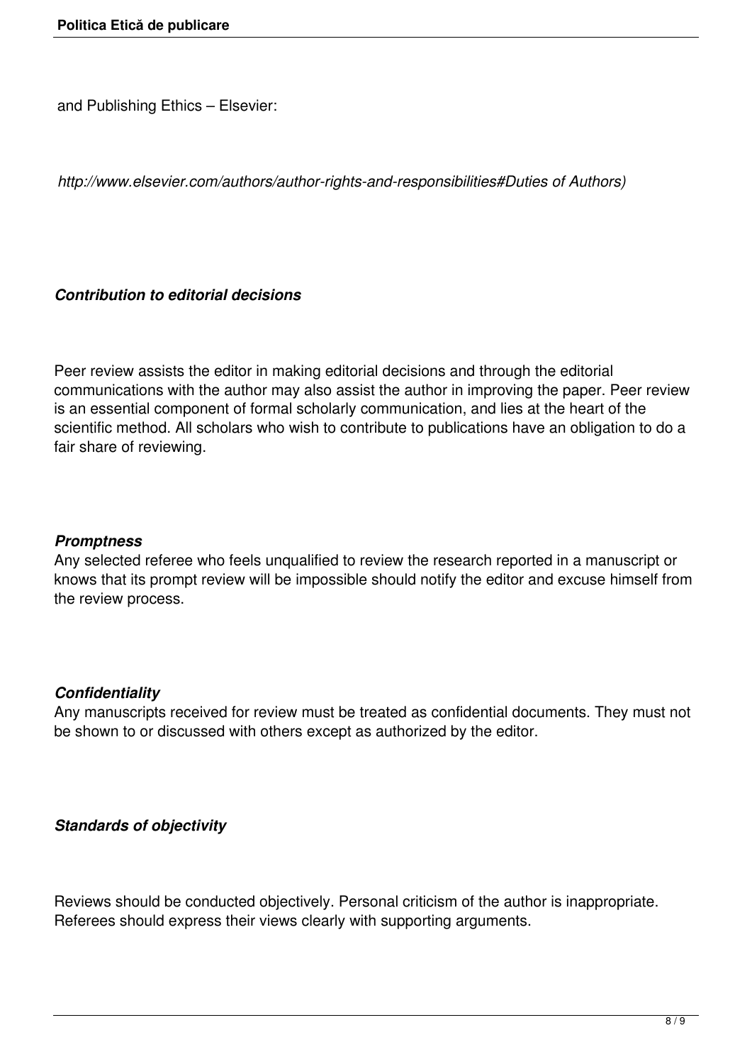and Publishing Ethics – Elsevier:

*http://www.elsevier.com/authors/author-rights-and-responsibilities#Duties of Authors)*

***Contribution to editorial decisions***

Peer review assists the editor in making editorial decisions and through the editorial communications with the author may also assist the author in improving the paper. Peer review is an essential component of formal scholarly communication, and lies at the heart of the scientific method. All scholars who wish to contribute to publications have an obligation to do a fair share of reviewing.

***Promptness***

Any selected referee who feels unqualified to review the research reported in a manuscript or knows that its prompt review will be impossible should notify the editor and excuse himself from the review process.

***Confidentiality***

Any manuscripts received for review must be treated as confidential documents. They must not be shown to or discussed with others except as authorized by the editor.

***Standards of objectivity***

Reviews should be conducted objectively. Personal criticism of the author is inappropriate. Referees should express their views clearly with supporting arguments.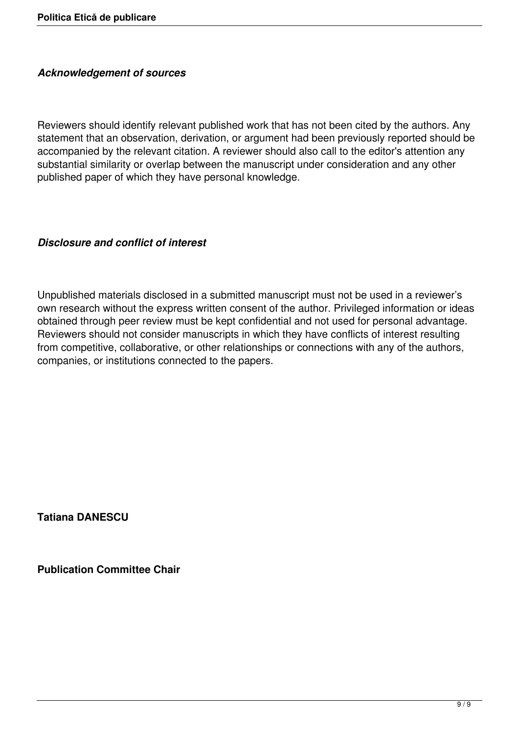### *Acknowledgement of sources*

Reviewers should identify relevant published work that has not been cited by the authors. Any statement that an observation, derivation, or argument had been previously reported should be accompanied by the relevant citation. A reviewer should also call to the editor's attention any substantial similarity or overlap between the manuscript under consideration and any other published paper of which they have personal knowledge.

### *Disclosure and conflict of interest*

Unpublished materials disclosed in a submitted manuscript must not be used in a reviewer's own research without the express written consent of the author. Privileged information or ideas obtained through peer review must be kept confidential and not used for personal advantage. Reviewers should not consider manuscripts in which they have conflicts of interest resulting from competitive, collaborative, or other relationships or connections with any of the authors, companies, or institutions connected to the papers.

**Tatiana DANESCU**

**Publication Committee Chair**